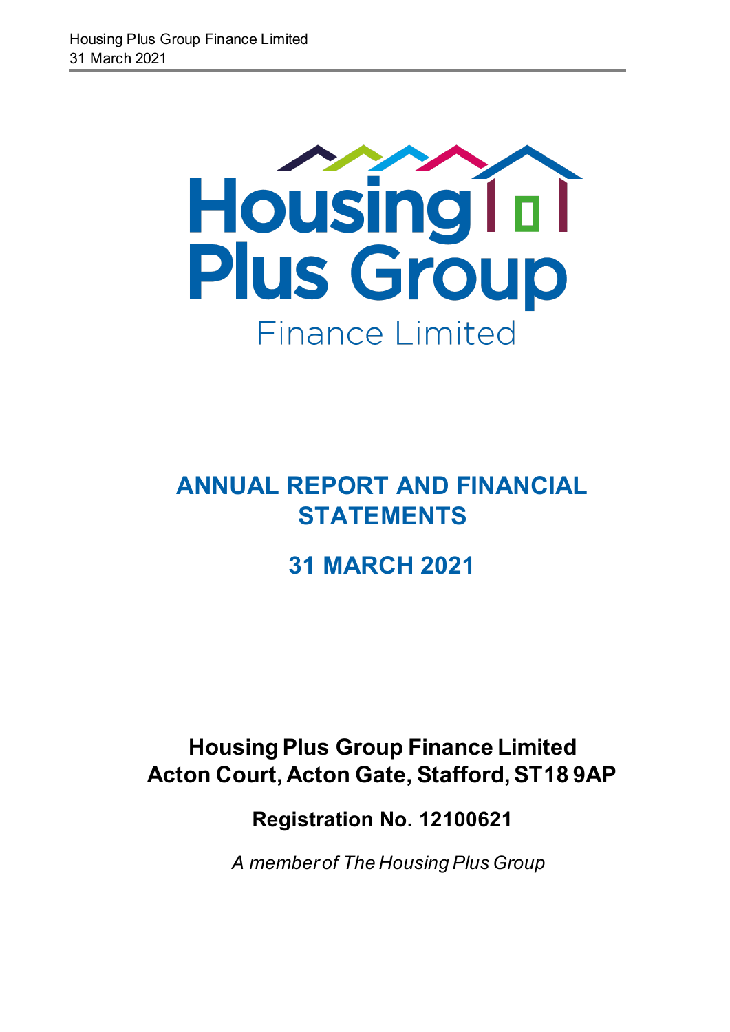# Housing Plus Group

Finance Limited

# ANNUAL REPORT AND FINANCIAL STATEMENTS

## 31 MARCH 2021

**Housing Plus Group Finance Limited**
**Acton Court, Acton Gate, Stafford, ST18 9AP**

**Registration No. 12100621**

*A member of The Housing Plus Group*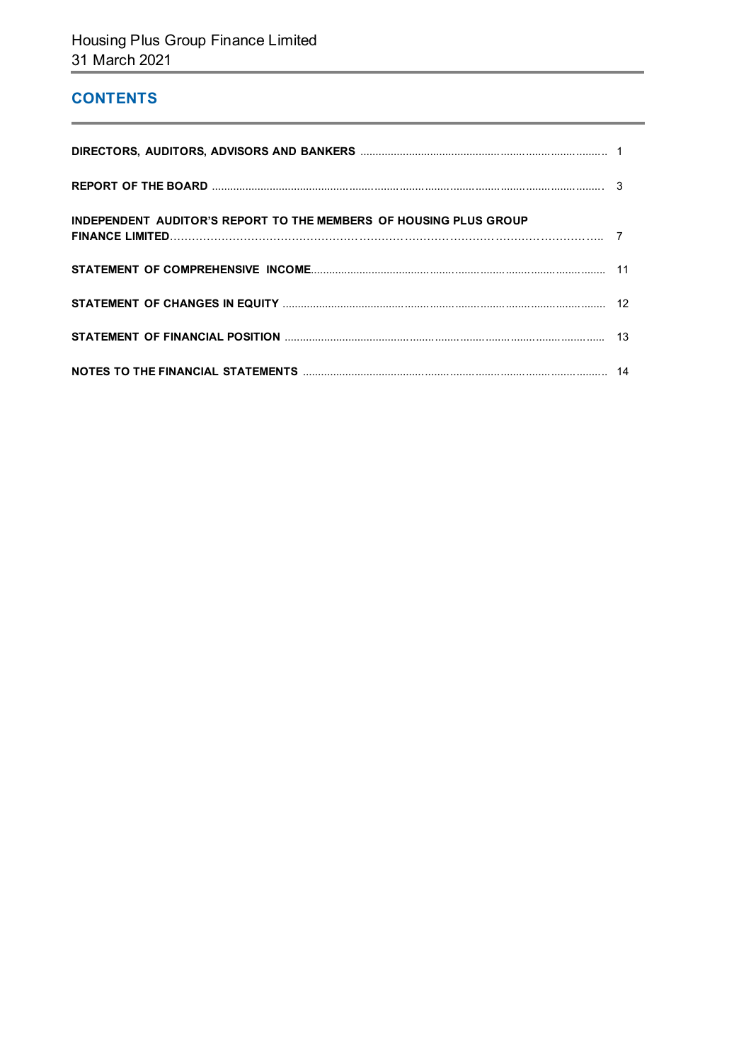# Housing Plus Group Finance Limited
31 March 2021

## CONTENTS

| | |
|---|---|
| **DIRECTORS, AUDITORS, ADVISORS AND BANKERS** | 1 |
| **REPORT OF THE BOARD** | 3 |
| **INDEPENDENT AUDITOR'S REPORT TO THE MEMBERS OF HOUSING PLUS GROUP FINANCE LIMITED** | 7 |
| **STATEMENT OF COMPREHENSIVE INCOME** | 11 |
| **STATEMENT OF CHANGES IN EQUITY** | 12 |
| **STATEMENT OF FINANCIAL POSITION** | 13 |
| **NOTES TO THE FINANCIAL STATEMENTS** | 14 |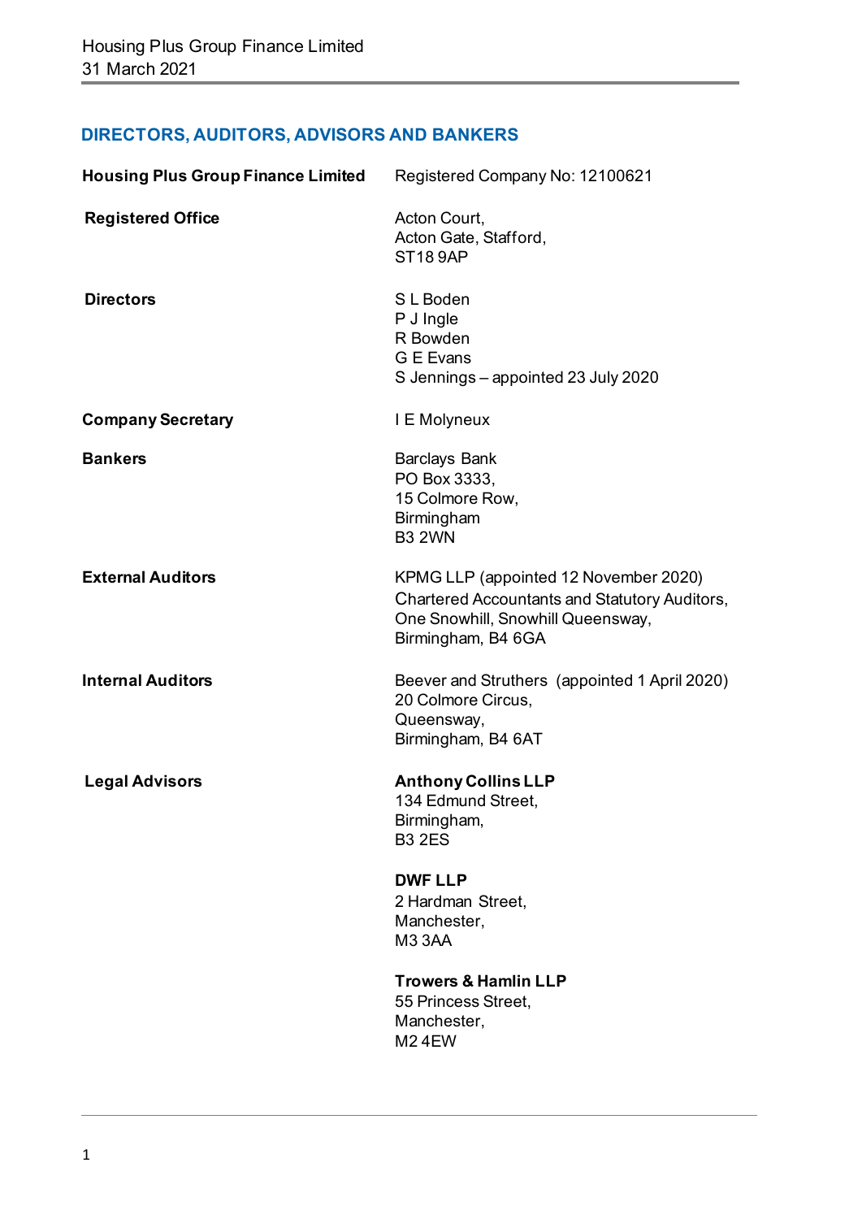## DIRECTORS, AUDITORS, ADVISORS AND BANKERS

| | |
|---|---|
| **Housing Plus Group Finance Limited** | Registered Company No: 12100621 |
| **Registered Office** | Acton Court,<br>Acton Gate, Stafford,<br>ST18 9AP |
| **Directors** | S L Boden<br>P J Ingle<br>R Bowden<br>G E Evans<br>S Jennings – appointed 23 July 2020 |
| **Company Secretary** | I E Molyneux |
| **Bankers** | Barclays Bank<br>PO Box 3333,<br>15 Colmore Row,<br>Birmingham<br>B3 2WN |
| **External Auditors** | KPMG LLP (appointed 12 November 2020)<br>Chartered Accountants and Statutory Auditors,<br>One Snowhill, Snowhill Queensway,<br>Birmingham, B4 6GA |
| **Internal Auditors** | Beever and Struthers (appointed 1 April 2020)<br>20 Colmore Circus,<br>Queensway,<br>Birmingham, B4 6AT |
| **Legal Advisors** | **Anthony Collins LLP**<br>134 Edmund Street,<br>Birmingham,<br>B3 2ES<br><br>**DWF LLP**<br>2 Hardman Street,<br>Manchester,<br>M3 3AA<br><br>**Trowers & Hamlin LLP**<br>55 Princess Street,<br>Manchester,<br>M2 4EW |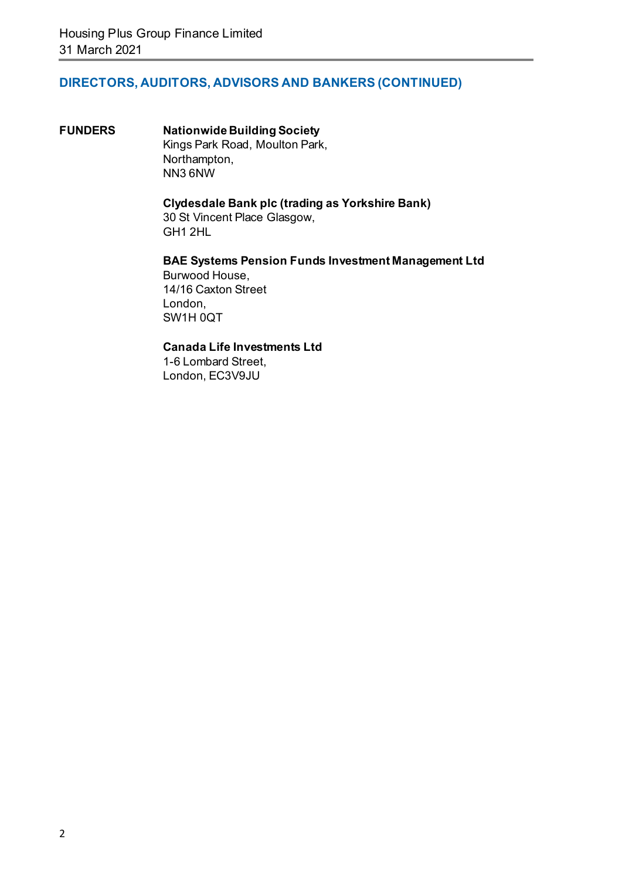## DIRECTORS, AUDITORS, ADVISORS AND BANKERS (CONTINUED)

**FUNDERS**

**Nationwide Building Society**
Kings Park Road, Moulton Park,
Northampton,
NN3 6NW

**Clydesdale Bank plc (trading as Yorkshire Bank)**
30 St Vincent Place Glasgow,
GH1 2HL

**BAE Systems Pension Funds Investment Management Ltd**
Burwood House,
14/16 Caxton Street
London,
SW1H 0QT

**Canada Life Investments Ltd**
1-6 Lombard Street,
London, EC3V9JU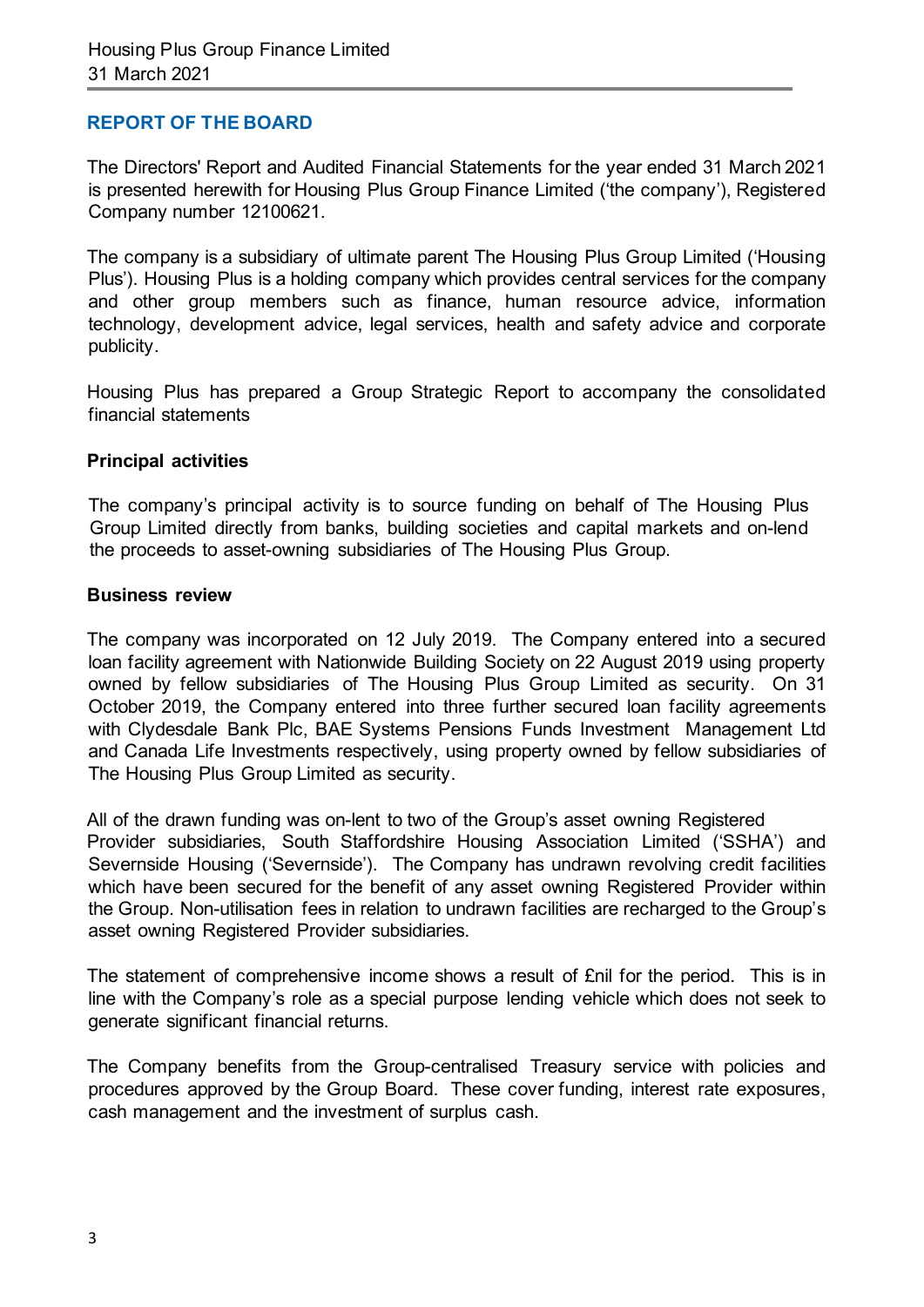## REPORT OF THE BOARD

The Directors' Report and Audited Financial Statements for the year ended 31 March 2021 is presented herewith for Housing Plus Group Finance Limited ('the company'), Registered Company number 12100621.

The company is a subsidiary of ultimate parent The Housing Plus Group Limited ('Housing Plus'). Housing Plus is a holding company which provides central services for the company and other group members such as finance, human resource advice, information technology, development advice, legal services, health and safety advice and corporate publicity.

Housing Plus has prepared a Group Strategic Report to accompany the consolidated financial statements

### Principal activities

The company's principal activity is to source funding on behalf of The Housing Plus Group Limited directly from banks, building societies and capital markets and on-lend the proceeds to asset-owning subsidiaries of The Housing Plus Group.

### Business review

The company was incorporated on 12 July 2019. The Company entered into a secured loan facility agreement with Nationwide Building Society on 22 August 2019 using property owned by fellow subsidiaries of The Housing Plus Group Limited as security. On 31 October 2019, the Company entered into three further secured loan facility agreements with Clydesdale Bank Plc, BAE Systems Pensions Funds Investment Management Ltd and Canada Life Investments respectively, using property owned by fellow subsidiaries of The Housing Plus Group Limited as security.

All of the drawn funding was on-lent to two of the Group's asset owning Registered Provider subsidiaries, South Staffordshire Housing Association Limited ('SSHA') and Severnside Housing ('Severnside'). The Company has undrawn revolving credit facilities which have been secured for the benefit of any asset owning Registered Provider within the Group. Non-utilisation fees in relation to undrawn facilities are recharged to the Group's asset owning Registered Provider subsidiaries.

The statement of comprehensive income shows a result of £nil for the period. This is in line with the Company's role as a special purpose lending vehicle which does not seek to generate significant financial returns.

The Company benefits from the Group-centralised Treasury service with policies and procedures approved by the Group Board. These cover funding, interest rate exposures, cash management and the investment of surplus cash.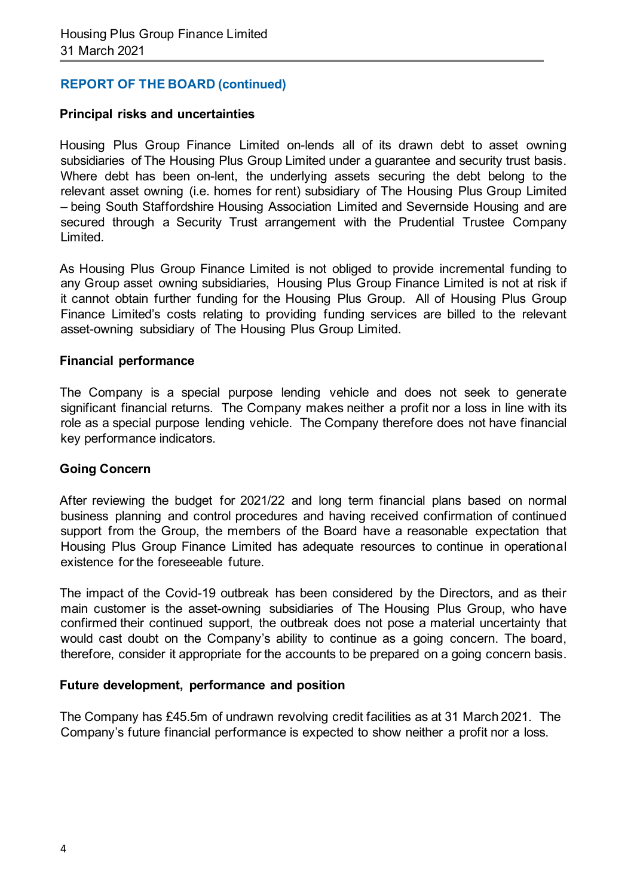## REPORT OF THE BOARD (continued)

### Principal risks and uncertainties

Housing Plus Group Finance Limited on-lends all of its drawn debt to asset owning subsidiaries of The Housing Plus Group Limited under a guarantee and security trust basis. Where debt has been on-lent, the underlying assets securing the debt belong to the relevant asset owning (i.e. homes for rent) subsidiary of The Housing Plus Group Limited – being South Staffordshire Housing Association Limited and Severnside Housing and are secured through a Security Trust arrangement with the Prudential Trustee Company Limited.

As Housing Plus Group Finance Limited is not obliged to provide incremental funding to any Group asset owning subsidiaries, Housing Plus Group Finance Limited is not at risk if it cannot obtain further funding for the Housing Plus Group. All of Housing Plus Group Finance Limited's costs relating to providing funding services are billed to the relevant asset-owning subsidiary of The Housing Plus Group Limited.

### Financial performance

The Company is a special purpose lending vehicle and does not seek to generate significant financial returns. The Company makes neither a profit nor a loss in line with its role as a special purpose lending vehicle. The Company therefore does not have financial key performance indicators.

### Going Concern

After reviewing the budget for 2021/22 and long term financial plans based on normal business planning and control procedures and having received confirmation of continued support from the Group, the members of the Board have a reasonable expectation that Housing Plus Group Finance Limited has adequate resources to continue in operational existence for the foreseeable future.

The impact of the Covid-19 outbreak has been considered by the Directors, and as their main customer is the asset-owning subsidiaries of The Housing Plus Group, who have confirmed their continued support, the outbreak does not pose a material uncertainty that would cast doubt on the Company's ability to continue as a going concern. The board, therefore, consider it appropriate for the accounts to be prepared on a going concern basis.

### Future development, performance and position

The Company has £45.5m of undrawn revolving credit facilities as at 31 March 2021. The Company's future financial performance is expected to show neither a profit nor a loss.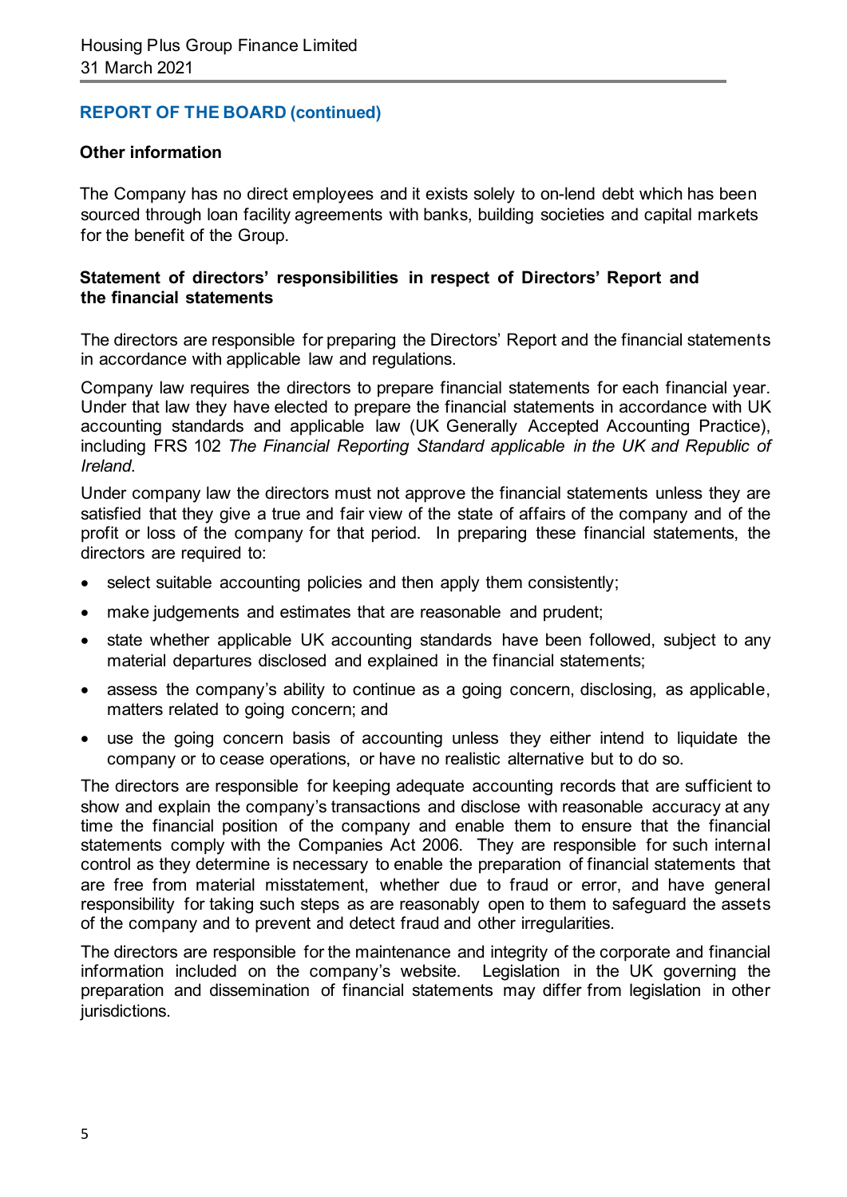## REPORT OF THE BOARD (continued)

### Other information

The Company has no direct employees and it exists solely to on-lend debt which has been sourced through loan facility agreements with banks, building societies and capital markets for the benefit of the Group.

### Statement of directors' responsibilities in respect of Directors' Report and the financial statements

The directors are responsible for preparing the Directors' Report and the financial statements in accordance with applicable law and regulations.

Company law requires the directors to prepare financial statements for each financial year. Under that law they have elected to prepare the financial statements in accordance with UK accounting standards and applicable law (UK Generally Accepted Accounting Practice), including FRS 102 *The Financial Reporting Standard applicable in the UK and Republic of Ireland*.

Under company law the directors must not approve the financial statements unless they are satisfied that they give a true and fair view of the state of affairs of the company and of the profit or loss of the company for that period. In preparing these financial statements, the directors are required to:

- select suitable accounting policies and then apply them consistently;
- make judgements and estimates that are reasonable and prudent;
- state whether applicable UK accounting standards have been followed, subject to any material departures disclosed and explained in the financial statements;
- assess the company's ability to continue as a going concern, disclosing, as applicable, matters related to going concern; and
- use the going concern basis of accounting unless they either intend to liquidate the company or to cease operations, or have no realistic alternative but to do so.

The directors are responsible for keeping adequate accounting records that are sufficient to show and explain the company's transactions and disclose with reasonable accuracy at any time the financial position of the company and enable them to ensure that the financial statements comply with the Companies Act 2006. They are responsible for such internal control as they determine is necessary to enable the preparation of financial statements that are free from material misstatement, whether due to fraud or error, and have general responsibility for taking such steps as are reasonably open to them to safeguard the assets of the company and to prevent and detect fraud and other irregularities.

The directors are responsible for the maintenance and integrity of the corporate and financial information included on the company's website. Legislation in the UK governing the preparation and dissemination of financial statements may differ from legislation in other jurisdictions.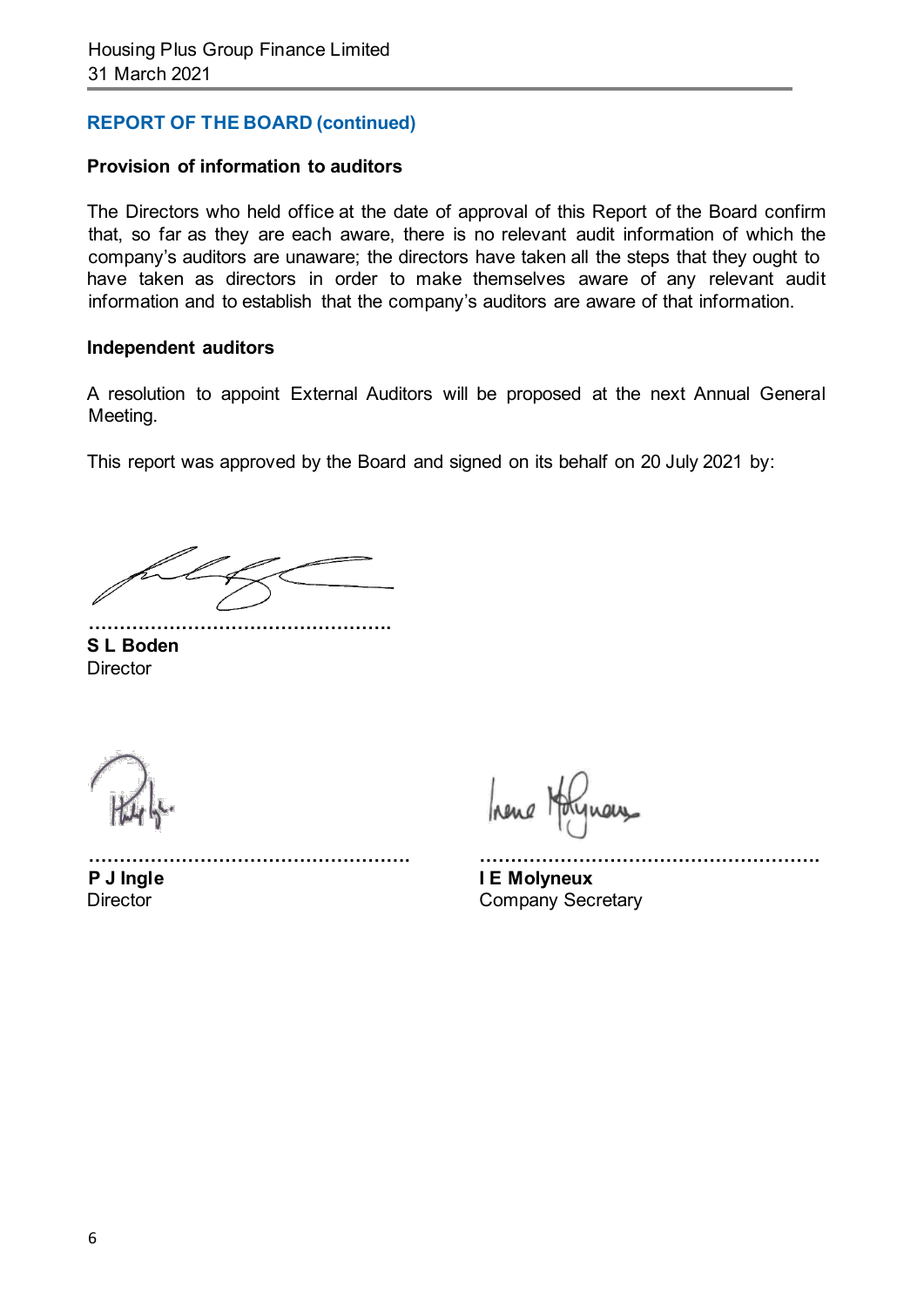## REPORT OF THE BOARD (continued)

### Provision of information to auditors

The Directors who held office at the date of approval of this Report of the Board confirm that, so far as they are each aware, there is no relevant audit information of which the company's auditors are unaware; the directors have taken all the steps that they ought to have taken as directors in order to make themselves aware of any relevant audit information and to establish that the company's auditors are aware of that information.

### Independent auditors

A resolution to appoint External Auditors will be proposed at the next Annual General Meeting.

This report was approved by the Board and signed on its behalf on 20 July 2021 by:

…………………………………………

**S L Boden**
Director

…………………………………………

**P J Ingle**
Director

…………………………………………

**I E Molyneux**
Company Secretary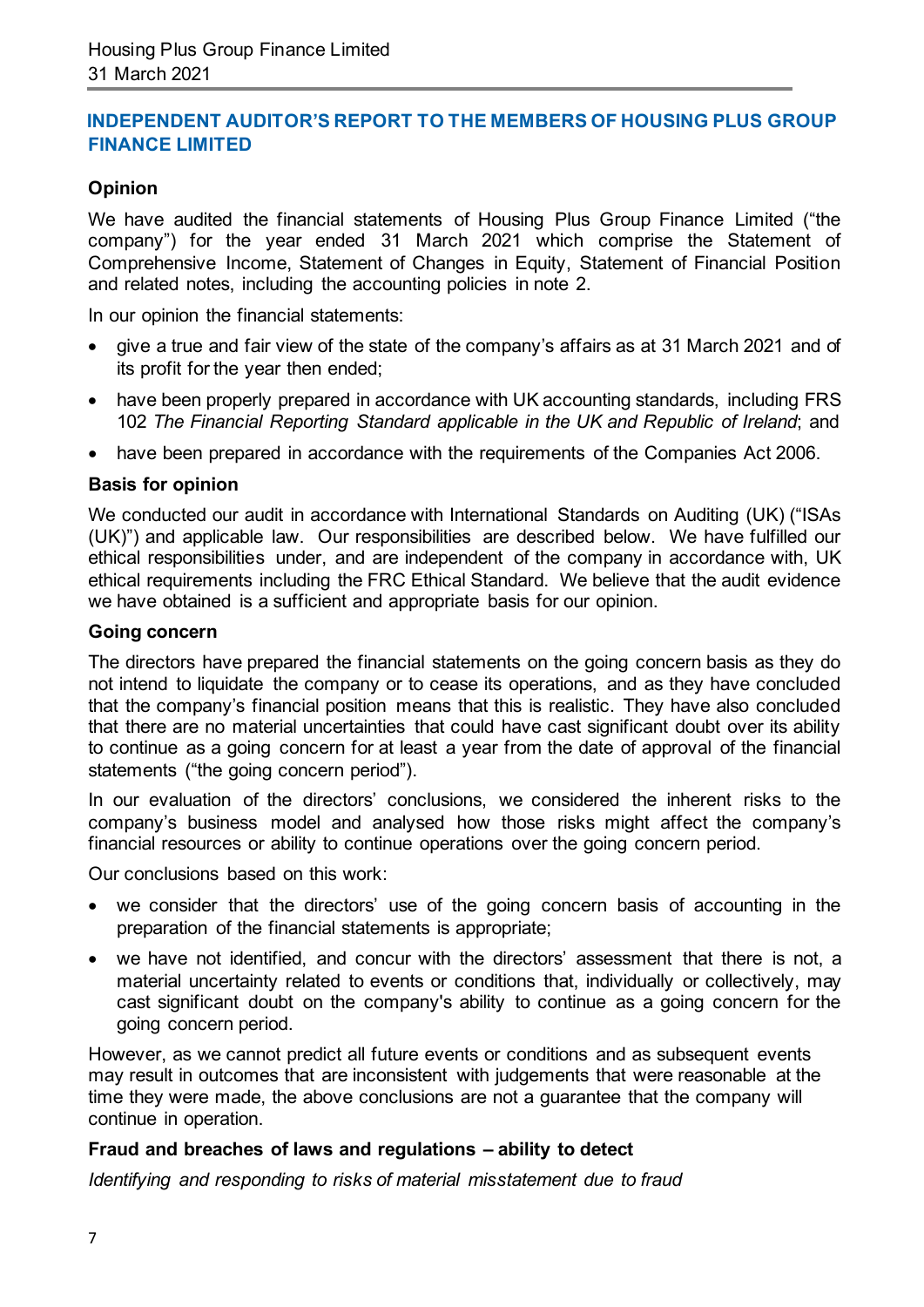## INDEPENDENT AUDITOR'S REPORT TO THE MEMBERS OF HOUSING PLUS GROUP FINANCE LIMITED

### Opinion

We have audited the financial statements of Housing Plus Group Finance Limited ("the company") for the year ended 31 March 2021 which comprise the Statement of Comprehensive Income, Statement of Changes in Equity, Statement of Financial Position and related notes, including the accounting policies in note 2.

In our opinion the financial statements:

- give a true and fair view of the state of the company's affairs as at 31 March 2021 and of its profit for the year then ended;
- have been properly prepared in accordance with UK accounting standards, including FRS 102 *The Financial Reporting Standard applicable in the UK and Republic of Ireland*; and
- have been prepared in accordance with the requirements of the Companies Act 2006.

### Basis for opinion

We conducted our audit in accordance with International Standards on Auditing (UK) ("ISAs (UK)") and applicable law. Our responsibilities are described below. We have fulfilled our ethical responsibilities under, and are independent of the company in accordance with, UK ethical requirements including the FRC Ethical Standard. We believe that the audit evidence we have obtained is a sufficient and appropriate basis for our opinion.

### Going concern

The directors have prepared the financial statements on the going concern basis as they do not intend to liquidate the company or to cease its operations, and as they have concluded that the company's financial position means that this is realistic. They have also concluded that there are no material uncertainties that could have cast significant doubt over its ability to continue as a going concern for at least a year from the date of approval of the financial statements ("the going concern period").

In our evaluation of the directors' conclusions, we considered the inherent risks to the company's business model and analysed how those risks might affect the company's financial resources or ability to continue operations over the going concern period.

Our conclusions based on this work:

- we consider that the directors' use of the going concern basis of accounting in the preparation of the financial statements is appropriate;
- we have not identified, and concur with the directors' assessment that there is not, a material uncertainty related to events or conditions that, individually or collectively, may cast significant doubt on the company's ability to continue as a going concern for the going concern period.

However, as we cannot predict all future events or conditions and as subsequent events may result in outcomes that are inconsistent with judgements that were reasonable at the time they were made, the above conclusions are not a guarantee that the company will continue in operation.

### Fraud and breaches of laws and regulations – ability to detect

*Identifying and responding to risks of material misstatement due to fraud*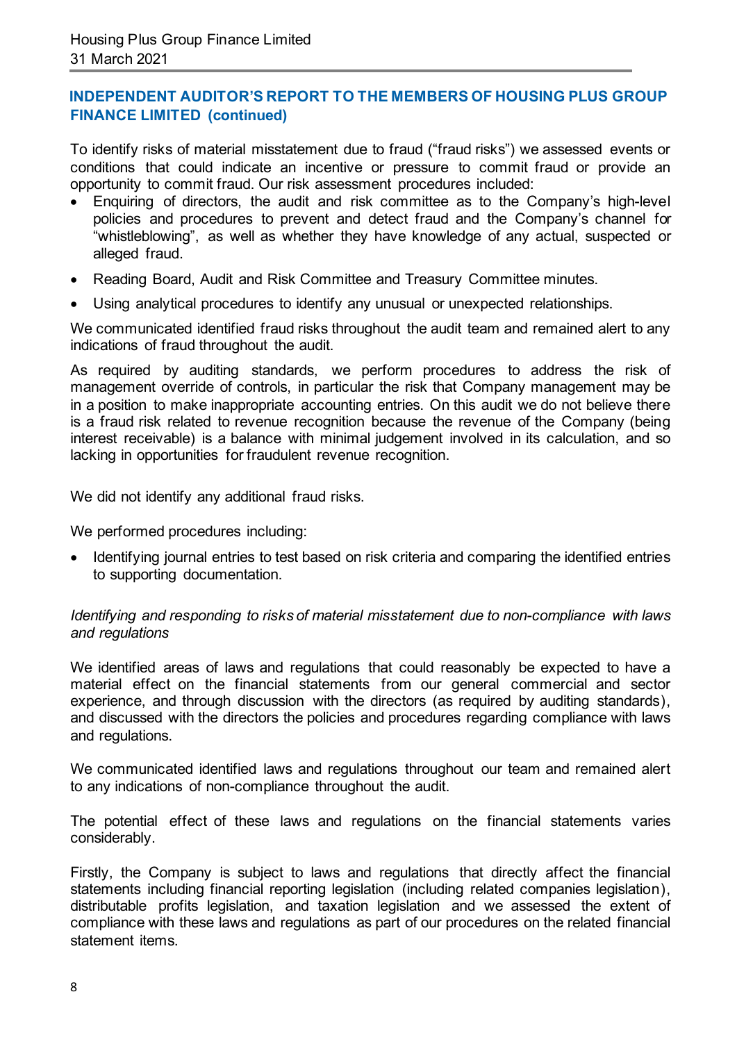## INDEPENDENT AUDITOR'S REPORT TO THE MEMBERS OF HOUSING PLUS GROUP FINANCE LIMITED (continued)

To identify risks of material misstatement due to fraud ("fraud risks") we assessed events or conditions that could indicate an incentive or pressure to commit fraud or provide an opportunity to commit fraud. Our risk assessment procedures included:

- Enquiring of directors, the audit and risk committee as to the Company's high-level policies and procedures to prevent and detect fraud and the Company's channel for "whistleblowing", as well as whether they have knowledge of any actual, suspected or alleged fraud.
- Reading Board, Audit and Risk Committee and Treasury Committee minutes.
- Using analytical procedures to identify any unusual or unexpected relationships.

We communicated identified fraud risks throughout the audit team and remained alert to any indications of fraud throughout the audit.

As required by auditing standards, we perform procedures to address the risk of management override of controls, in particular the risk that Company management may be in a position to make inappropriate accounting entries. On this audit we do not believe there is a fraud risk related to revenue recognition because the revenue of the Company (being interest receivable) is a balance with minimal judgement involved in its calculation, and so lacking in opportunities for fraudulent revenue recognition.

We did not identify any additional fraud risks.

We performed procedures including:

- Identifying journal entries to test based on risk criteria and comparing the identified entries to supporting documentation.

*Identifying and responding to risks of material misstatement due to non-compliance with laws and regulations*

We identified areas of laws and regulations that could reasonably be expected to have a material effect on the financial statements from our general commercial and sector experience, and through discussion with the directors (as required by auditing standards), and discussed with the directors the policies and procedures regarding compliance with laws and regulations.

We communicated identified laws and regulations throughout our team and remained alert to any indications of non-compliance throughout the audit.

The potential effect of these laws and regulations on the financial statements varies considerably.

Firstly, the Company is subject to laws and regulations that directly affect the financial statements including financial reporting legislation (including related companies legislation), distributable profits legislation, and taxation legislation and we assessed the extent of compliance with these laws and regulations as part of our procedures on the related financial statement items.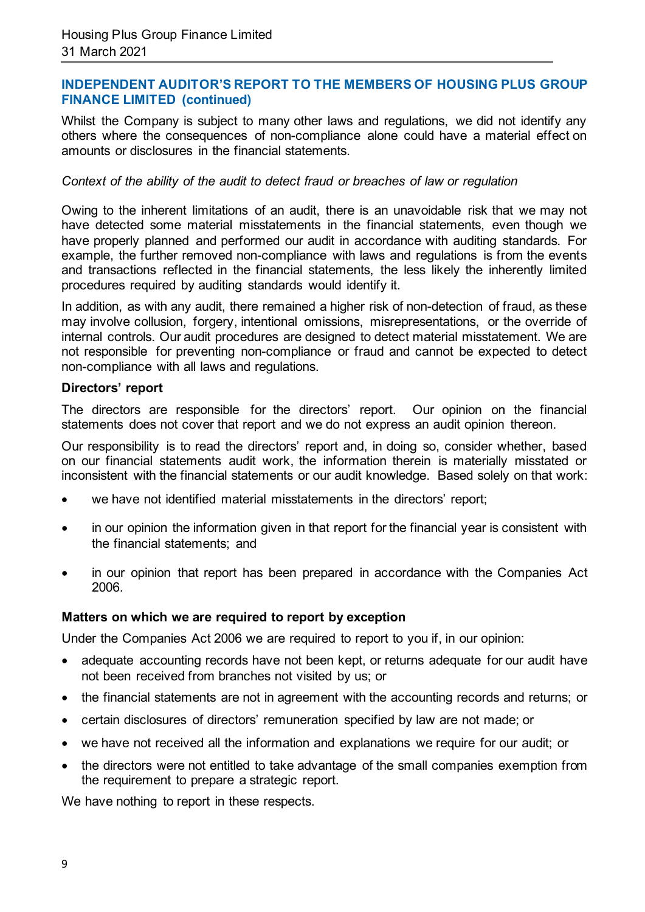## INDEPENDENT AUDITOR'S REPORT TO THE MEMBERS OF HOUSING PLUS GROUP FINANCE LIMITED (continued)

Whilst the Company is subject to many other laws and regulations, we did not identify any others where the consequences of non-compliance alone could have a material effect on amounts or disclosures in the financial statements.

*Context of the ability of the audit to detect fraud or breaches of law or regulation*

Owing to the inherent limitations of an audit, there is an unavoidable risk that we may not have detected some material misstatements in the financial statements, even though we have properly planned and performed our audit in accordance with auditing standards. For example, the further removed non-compliance with laws and regulations is from the events and transactions reflected in the financial statements, the less likely the inherently limited procedures required by auditing standards would identify it.

In addition, as with any audit, there remained a higher risk of non-detection of fraud, as these may involve collusion, forgery, intentional omissions, misrepresentations, or the override of internal controls. Our audit procedures are designed to detect material misstatement. We are not responsible for preventing non-compliance or fraud and cannot be expected to detect non-compliance with all laws and regulations.

### Directors' report

The directors are responsible for the directors' report. Our opinion on the financial statements does not cover that report and we do not express an audit opinion thereon.

Our responsibility is to read the directors' report and, in doing so, consider whether, based on our financial statements audit work, the information therein is materially misstated or inconsistent with the financial statements or our audit knowledge. Based solely on that work:

- we have not identified material misstatements in the directors' report;
- in our opinion the information given in that report for the financial year is consistent with the financial statements; and
- in our opinion that report has been prepared in accordance with the Companies Act 2006.

### Matters on which we are required to report by exception

Under the Companies Act 2006 we are required to report to you if, in our opinion:

- adequate accounting records have not been kept, or returns adequate for our audit have not been received from branches not visited by us; or
- the financial statements are not in agreement with the accounting records and returns; or
- certain disclosures of directors' remuneration specified by law are not made; or
- we have not received all the information and explanations we require for our audit; or
- the directors were not entitled to take advantage of the small companies exemption from the requirement to prepare a strategic report.

We have nothing to report in these respects.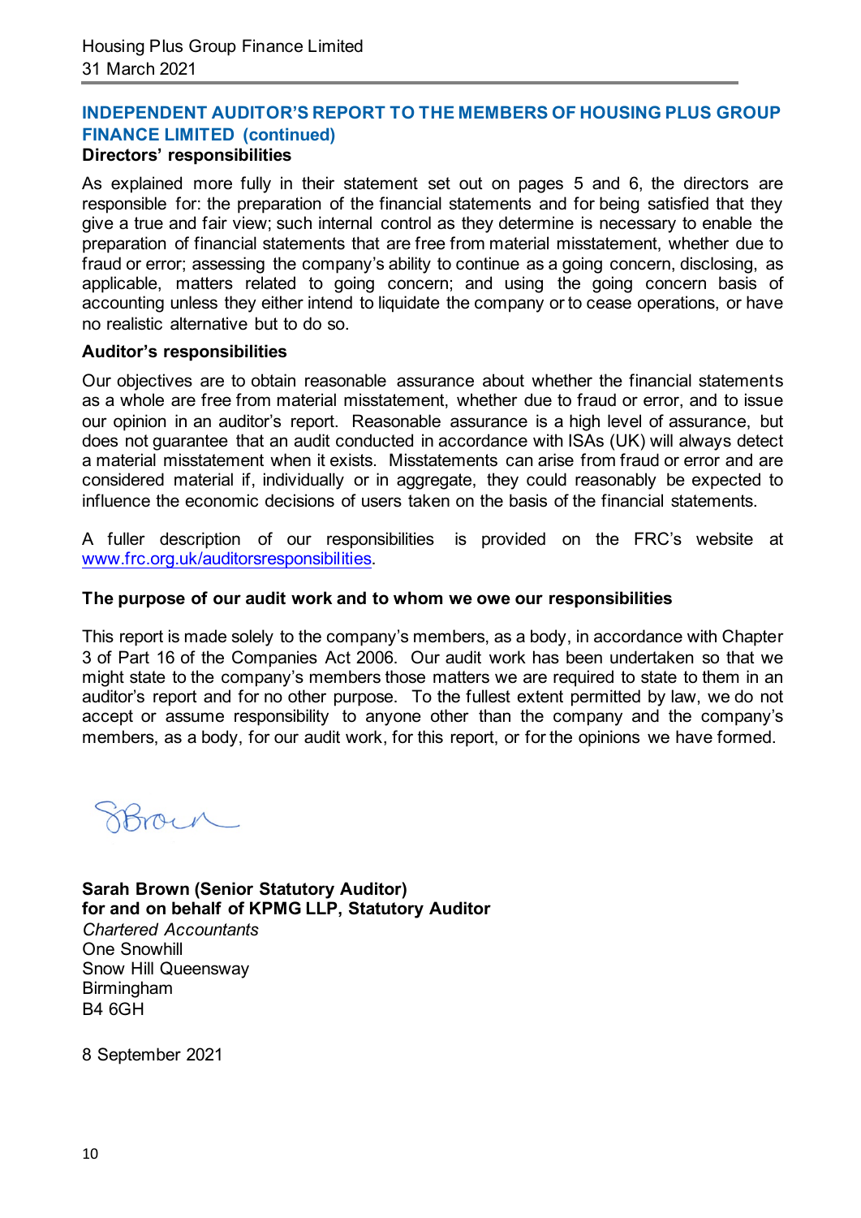## INDEPENDENT AUDITOR'S REPORT TO THE MEMBERS OF HOUSING PLUS GROUP FINANCE LIMITED (continued)

### Directors' responsibilities

As explained more fully in their statement set out on pages 5 and 6, the directors are responsible for: the preparation of the financial statements and for being satisfied that they give a true and fair view; such internal control as they determine is necessary to enable the preparation of financial statements that are free from material misstatement, whether due to fraud or error; assessing the company's ability to continue as a going concern, disclosing, as applicable, matters related to going concern; and using the going concern basis of accounting unless they either intend to liquidate the company or to cease operations, or have no realistic alternative but to do so.

### Auditor's responsibilities

Our objectives are to obtain reasonable assurance about whether the financial statements as a whole are free from material misstatement, whether due to fraud or error, and to issue our opinion in an auditor's report. Reasonable assurance is a high level of assurance, but does not guarantee that an audit conducted in accordance with ISAs (UK) will always detect a material misstatement when it exists. Misstatements can arise from fraud or error and are considered material if, individually or in aggregate, they could reasonably be expected to influence the economic decisions of users taken on the basis of the financial statements.

A fuller description of our responsibilities is provided on the FRC's website at www.frc.org.uk/auditorsresponsibilities.

### The purpose of our audit work and to whom we owe our responsibilities

This report is made solely to the company's members, as a body, in accordance with Chapter 3 of Part 16 of the Companies Act 2006. Our audit work has been undertaken so that we might state to the company's members those matters we are required to state to them in an auditor's report and for no other purpose. To the fullest extent permitted by law, we do not accept or assume responsibility to anyone other than the company and the company's members, as a body, for our audit work, for this report, or for the opinions we have formed.

S Brown

**Sarah Brown (Senior Statutory Auditor)**
**for and on behalf of KPMG LLP, Statutory Auditor**
*Chartered Accountants*
One Snowhill
Snow Hill Queensway
Birmingham
B4 6GH

8 September 2021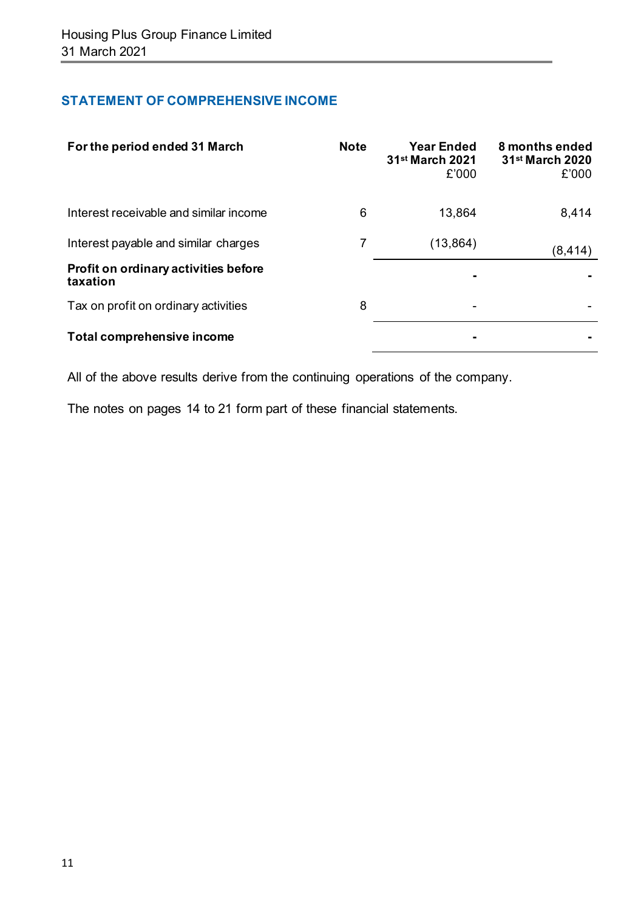## STATEMENT OF COMPREHENSIVE INCOME

| For the period ended 31 March | Note | Year Ended 31st March 2021 £'000 | 8 months ended 31st March 2020 £'000 |
|---|---|---|---|
| Interest receivable and similar income | 6 | 13,864 | 8,414 |
| Interest payable and similar charges | 7 | (13,864) | (8,414) |
| **Profit on ordinary activities before taxation** | | **-** | **-** |
| Tax on profit on ordinary activities | 8 | - | - |
| **Total comprehensive income** | | **-** | **-** |

All of the above results derive from the continuing operations of the company.

The notes on pages 14 to 21 form part of these financial statements.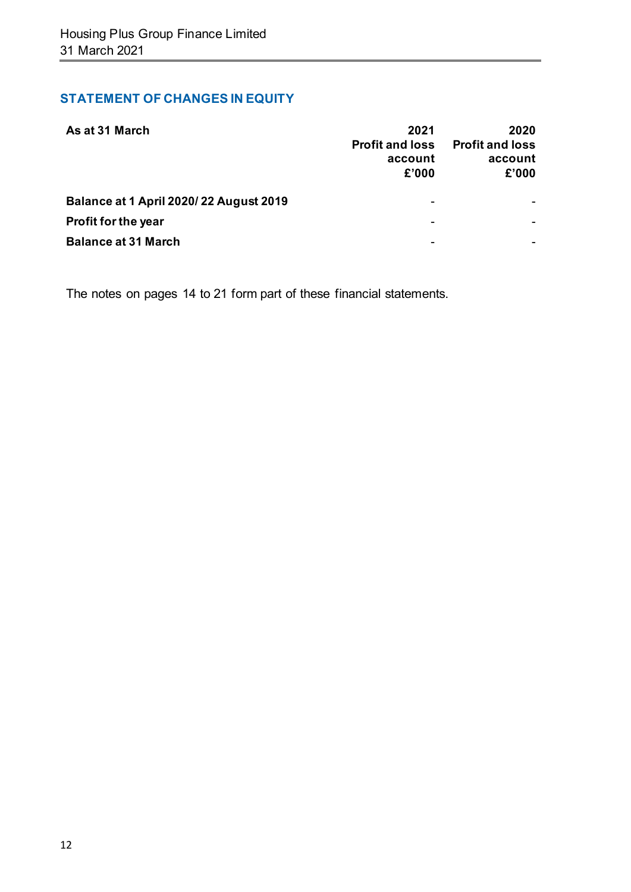## STATEMENT OF CHANGES IN EQUITY

| As at 31 March | 2021<br>Profit and loss account<br>£'000 | 2020<br>Profit and loss account<br>£'000 |
|---|---|---|
| **Balance at 1 April 2020/ 22 August 2019** | - | - |
| **Profit for the year** | - | - |
| **Balance at 31 March** | - | - |

The notes on pages 14 to 21 form part of these financial statements.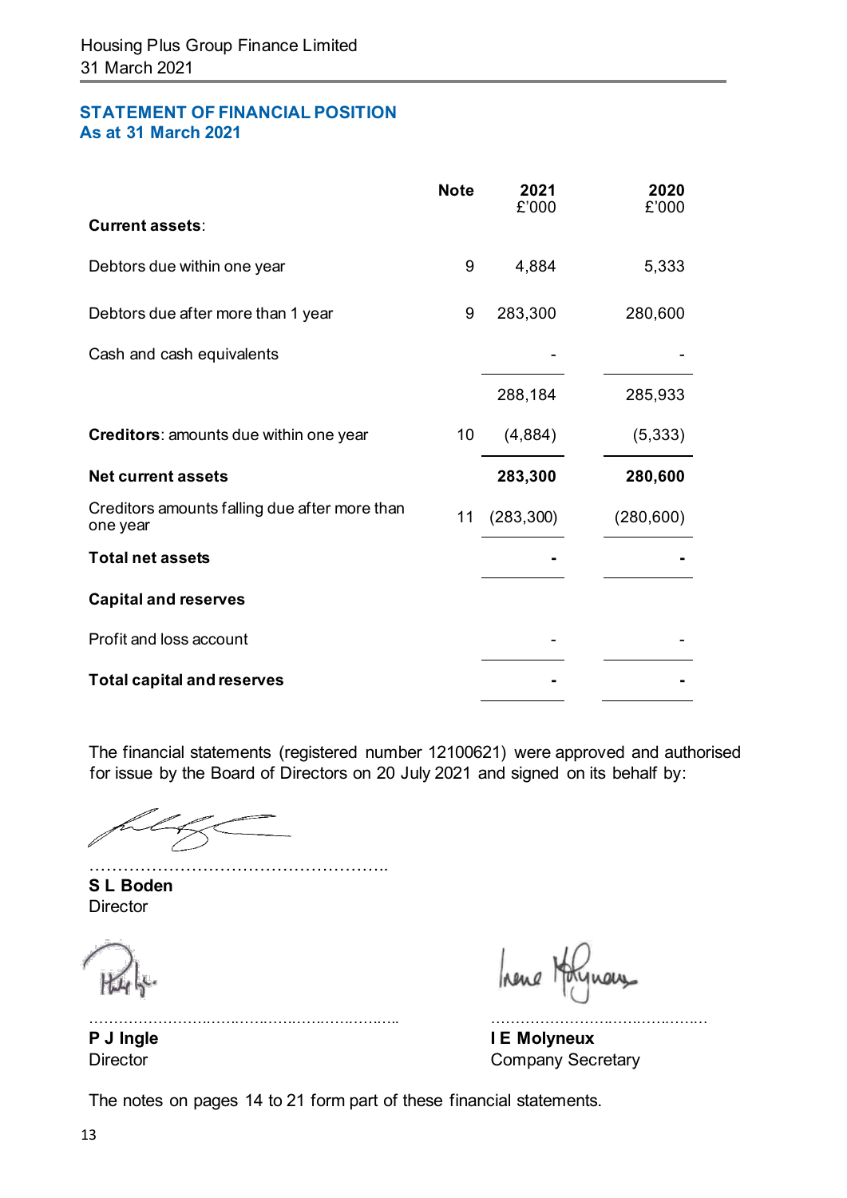## STATEMENT OF FINANCIAL POSITION
### As at 31 March 2021

| | Note | 2021<br>£'000 | 2020<br>£'000 |
|---|---|---|---|
| **Current assets**: | | | |
| Debtors due within one year | 9 | 4,884 | 5,333 |
| Debtors due after more than 1 year | 9 | 283,300 | 280,600 |
| Cash and cash equivalents | | - | - |
| | | 288,184 | 285,933 |
| **Creditors**: amounts due within one year | 10 | (4,884) | (5,333) |
| **Net current assets** | | **283,300** | **280,600** |
| Creditors amounts falling due after more than one year | 11 | (283,300) | (280,600) |
| **Total net assets** | | **-** | **-** |
| **Capital and reserves** | | | |
| Profit and loss account | | - | - |
| **Total capital and reserves** | | **-** | **-** |

The financial statements (registered number 12100621) were approved and authorised for issue by the Board of Directors on 20 July 2021 and signed on its behalf by:

……………………………………………..
**S L Boden**
Director

……………………………………………………
**P J Ingle**
Director

………………………………………
**I E Molyneux**
Company Secretary

The notes on pages 14 to 21 form part of these financial statements.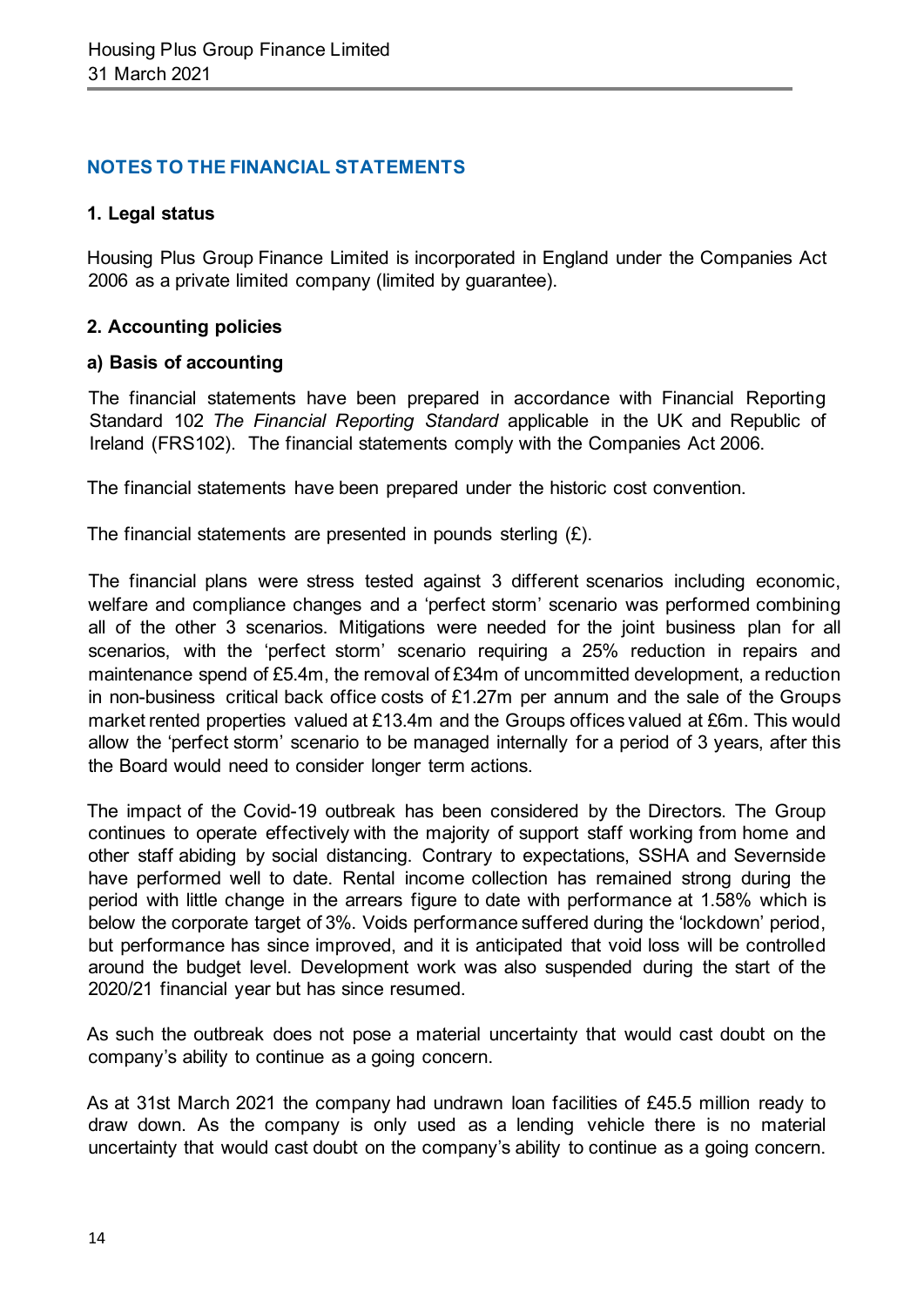## NOTES TO THE FINANCIAL STATEMENTS

### 1. Legal status

Housing Plus Group Finance Limited is incorporated in England under the Companies Act 2006 as a private limited company (limited by guarantee).

### 2. Accounting policies

#### a) Basis of accounting

The financial statements have been prepared in accordance with Financial Reporting Standard 102 *The Financial Reporting Standard* applicable in the UK and Republic of Ireland (FRS102). The financial statements comply with the Companies Act 2006.

The financial statements have been prepared under the historic cost convention.

The financial statements are presented in pounds sterling (£).

The financial plans were stress tested against 3 different scenarios including economic, welfare and compliance changes and a 'perfect storm' scenario was performed combining all of the other 3 scenarios. Mitigations were needed for the joint business plan for all scenarios, with the 'perfect storm' scenario requiring a 25% reduction in repairs and maintenance spend of £5.4m, the removal of £34m of uncommitted development, a reduction in non-business critical back office costs of £1.27m per annum and the sale of the Groups market rented properties valued at £13.4m and the Groups offices valued at £6m. This would allow the 'perfect storm' scenario to be managed internally for a period of 3 years, after this the Board would need to consider longer term actions.

The impact of the Covid-19 outbreak has been considered by the Directors. The Group continues to operate effectively with the majority of support staff working from home and other staff abiding by social distancing. Contrary to expectations, SSHA and Severnside have performed well to date. Rental income collection has remained strong during the period with little change in the arrears figure to date with performance at 1.58% which is below the corporate target of 3%. Voids performance suffered during the 'lockdown' period, but performance has since improved, and it is anticipated that void loss will be controlled around the budget level. Development work was also suspended during the start of the 2020/21 financial year but has since resumed.

As such the outbreak does not pose a material uncertainty that would cast doubt on the company's ability to continue as a going concern.

As at 31st March 2021 the company had undrawn loan facilities of £45.5 million ready to draw down. As the company is only used as a lending vehicle there is no material uncertainty that would cast doubt on the company's ability to continue as a going concern.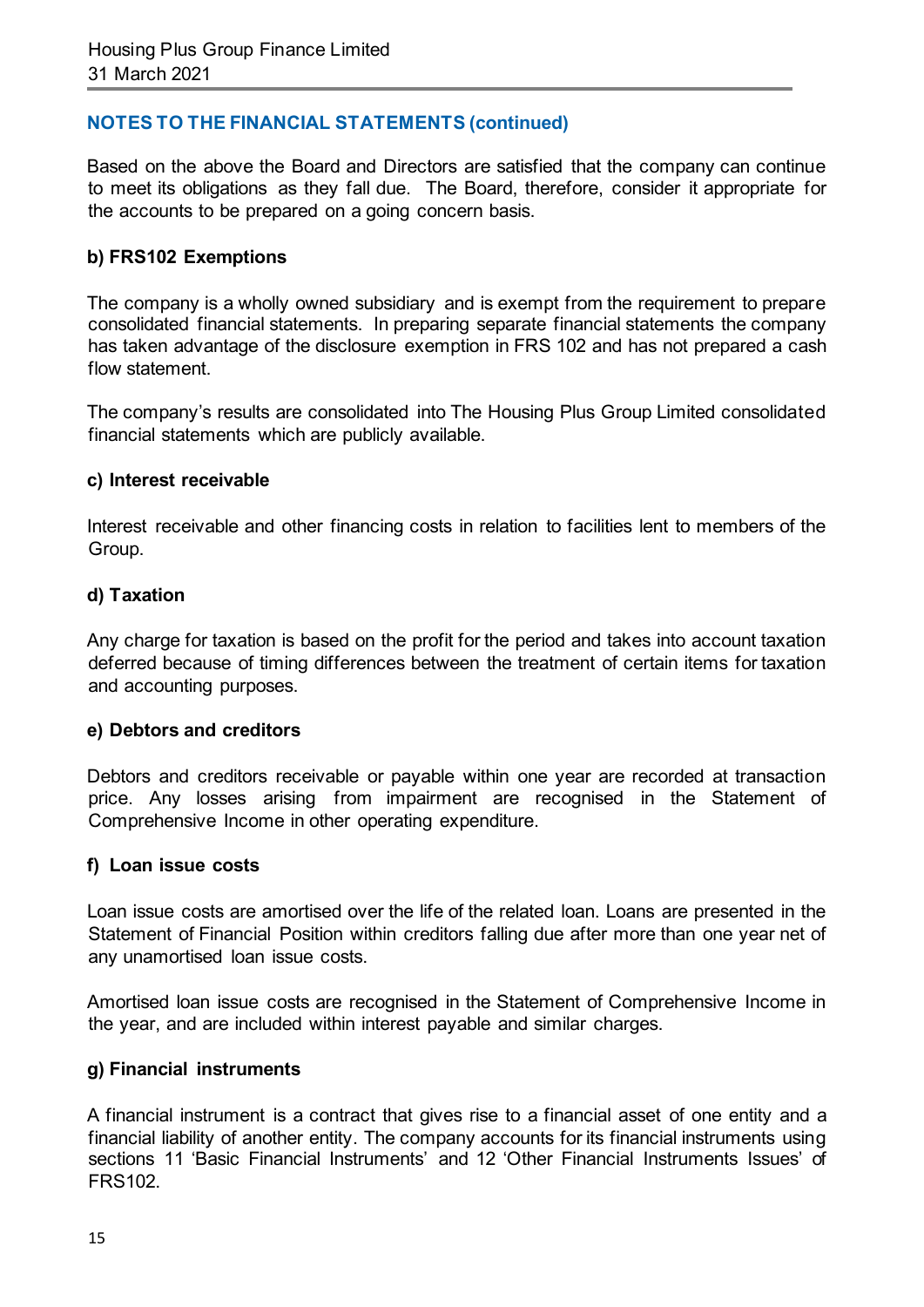## NOTES TO THE FINANCIAL STATEMENTS (continued)

Based on the above the Board and Directors are satisfied that the company can continue to meet its obligations as they fall due. The Board, therefore, consider it appropriate for the accounts to be prepared on a going concern basis.

### b) FRS102 Exemptions

The company is a wholly owned subsidiary and is exempt from the requirement to prepare consolidated financial statements. In preparing separate financial statements the company has taken advantage of the disclosure exemption in FRS 102 and has not prepared a cash flow statement.

The company's results are consolidated into The Housing Plus Group Limited consolidated financial statements which are publicly available.

### c) Interest receivable

Interest receivable and other financing costs in relation to facilities lent to members of the Group.

### d) Taxation

Any charge for taxation is based on the profit for the period and takes into account taxation deferred because of timing differences between the treatment of certain items for taxation and accounting purposes.

### e) Debtors and creditors

Debtors and creditors receivable or payable within one year are recorded at transaction price. Any losses arising from impairment are recognised in the Statement of Comprehensive Income in other operating expenditure.

### f) Loan issue costs

Loan issue costs are amortised over the life of the related loan. Loans are presented in the Statement of Financial Position within creditors falling due after more than one year net of any unamortised loan issue costs.

Amortised loan issue costs are recognised in the Statement of Comprehensive Income in the year, and are included within interest payable and similar charges.

### g) Financial instruments

A financial instrument is a contract that gives rise to a financial asset of one entity and a financial liability of another entity. The company accounts for its financial instruments using sections 11 'Basic Financial Instruments' and 12 'Other Financial Instruments Issues' of FRS102.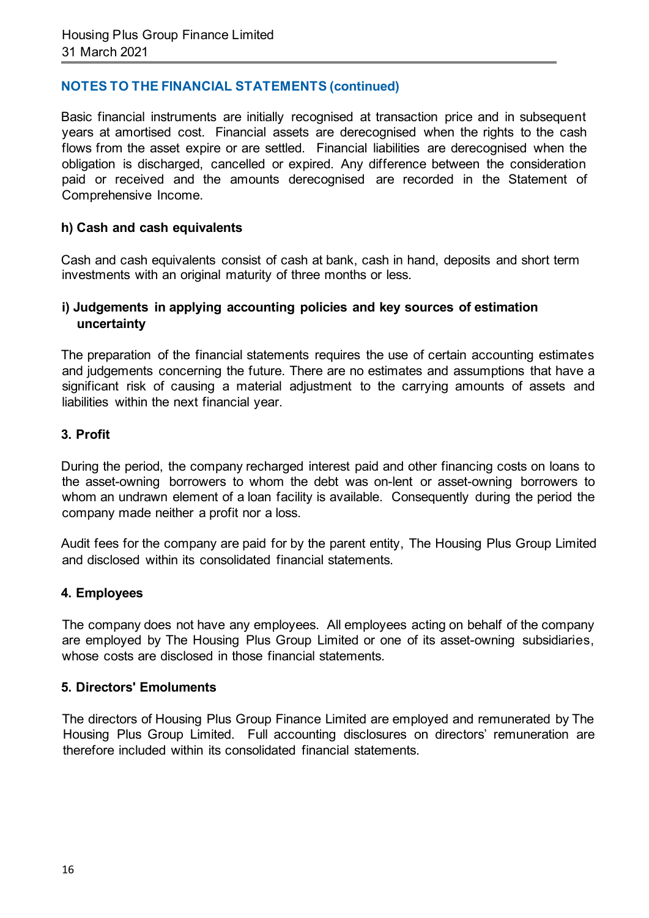## NOTES TO THE FINANCIAL STATEMENTS (continued)

Basic financial instruments are initially recognised at transaction price and in subsequent years at amortised cost. Financial assets are derecognised when the rights to the cash flows from the asset expire or are settled. Financial liabilities are derecognised when the obligation is discharged, cancelled or expired. Any difference between the consideration paid or received and the amounts derecognised are recorded in the Statement of Comprehensive Income.

### h) Cash and cash equivalents

Cash and cash equivalents consist of cash at bank, cash in hand, deposits and short term investments with an original maturity of three months or less.

### i) Judgements in applying accounting policies and key sources of estimation uncertainty

The preparation of the financial statements requires the use of certain accounting estimates and judgements concerning the future. There are no estimates and assumptions that have a significant risk of causing a material adjustment to the carrying amounts of assets and liabilities within the next financial year.

### 3. Profit

During the period, the company recharged interest paid and other financing costs on loans to the asset-owning borrowers to whom the debt was on-lent or asset-owning borrowers to whom an undrawn element of a loan facility is available. Consequently during the period the company made neither a profit nor a loss.

Audit fees for the company are paid for by the parent entity, The Housing Plus Group Limited and disclosed within its consolidated financial statements.

### 4. Employees

The company does not have any employees. All employees acting on behalf of the company are employed by The Housing Plus Group Limited or one of its asset-owning subsidiaries, whose costs are disclosed in those financial statements.

### 5. Directors' Emoluments

The directors of Housing Plus Group Finance Limited are employed and remunerated by The Housing Plus Group Limited. Full accounting disclosures on directors' remuneration are therefore included within its consolidated financial statements.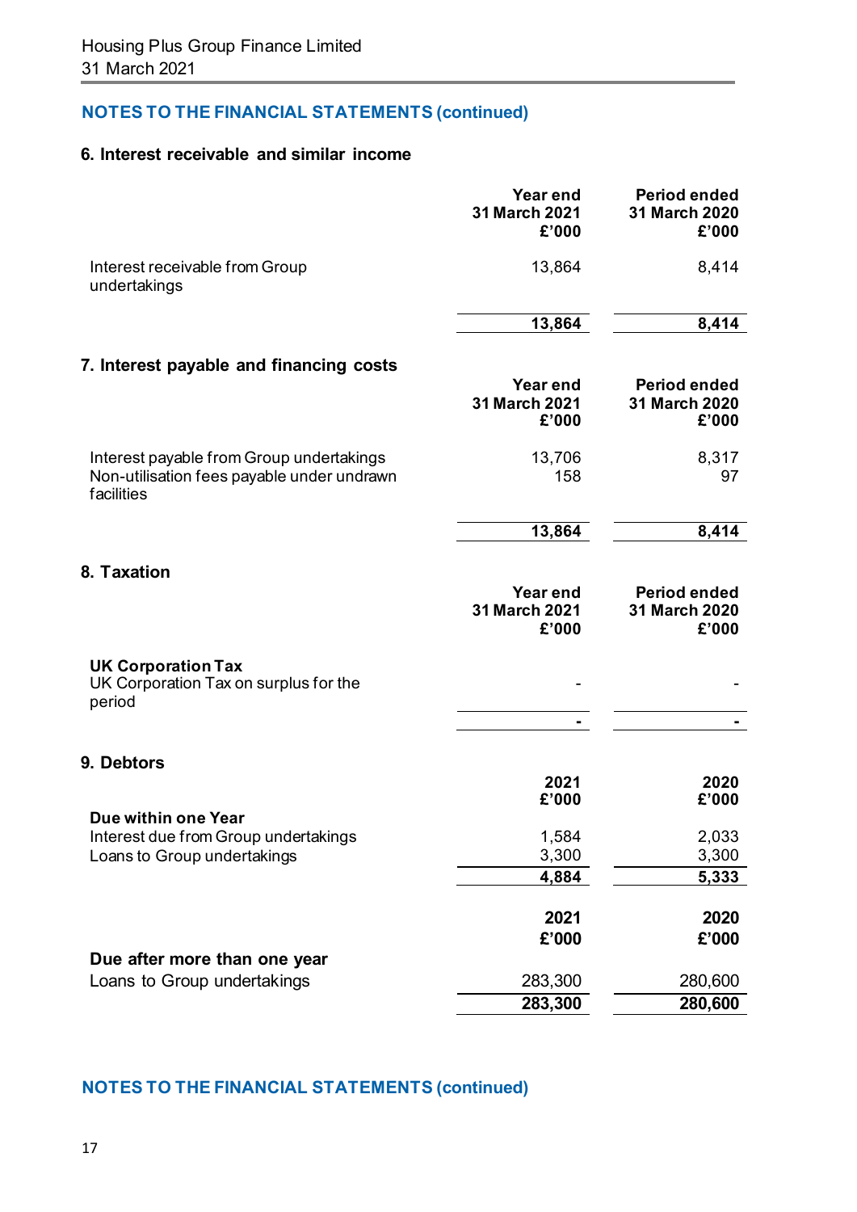## NOTES TO THE FINANCIAL STATEMENTS (continued)

### 6. Interest receivable and similar income

| | Year end 31 March 2021 £'000 | Period ended 31 March 2020 £'000 |
|---|---|---|
| Interest receivable from Group undertakings | 13,864 | 8,414 |
| | **13,864** | **8,414** |

### 7. Interest payable and financing costs

| | Year end 31 March 2021 £'000 | Period ended 31 March 2020 £'000 |
|---|---|---|
| Interest payable from Group undertakings | 13,706 | 8,317 |
| Non-utilisation fees payable under undrawn facilities | 158 | 97 |
| | **13,864** | **8,414** |

### 8. Taxation

| | Year end 31 March 2021 £'000 | Period ended 31 March 2020 £'000 |
|---|---|---|
| **UK Corporation Tax** | | |
| UK Corporation Tax on surplus for the period | - | - |
| | **-** | **-** |

### 9. Debtors

| | 2021 £'000 | 2020 £'000 |
|---|---|---|
| **Due within one Year** | | |
| Interest due from Group undertakings | 1,584 | 2,033 |
| Loans to Group undertakings | 3,300 | 3,300 |
| | **4,884** | **5,333** |

| | 2021 £'000 | 2020 £'000 |
|---|---|---|
| **Due after more than one year** | | |
| Loans to Group undertakings | 283,300 | 280,600 |
| | **283,300** | **280,600** |

## NOTES TO THE FINANCIAL STATEMENTS (continued)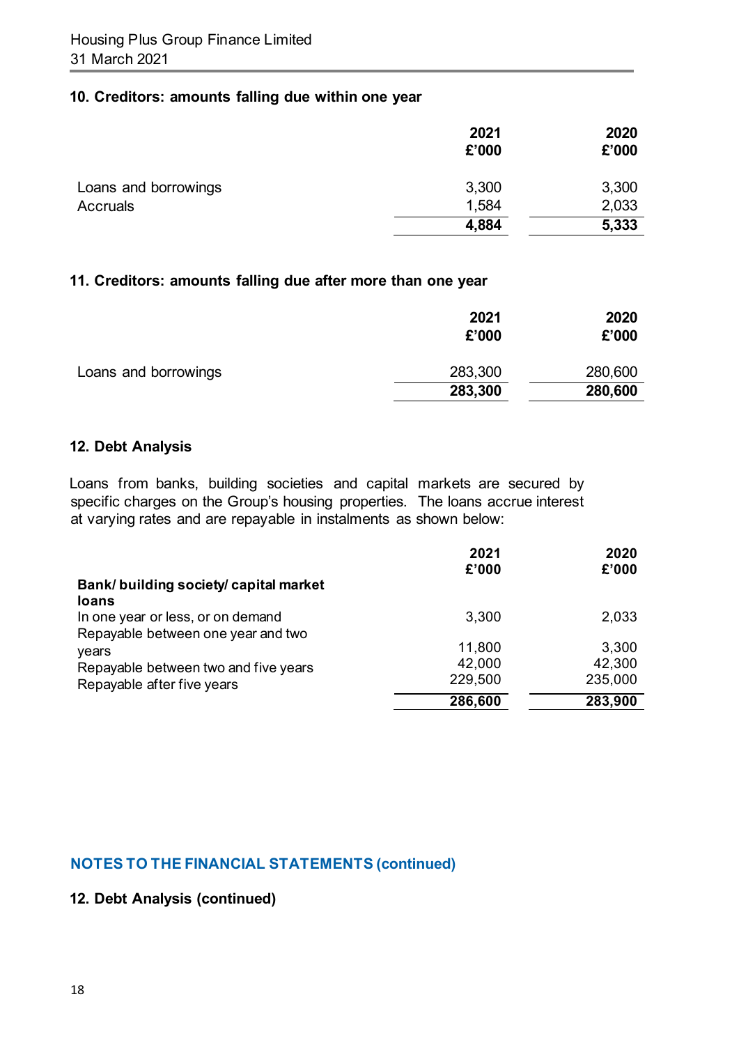## 10. Creditors: amounts falling due within one year

| | 2021 £'000 | 2020 £'000 |
|---|---|---|
| Loans and borrowings | 3,300 | 3,300 |
| Accruals | 1,584 | 2,033 |
| | **4,884** | **5,333** |

## 11. Creditors: amounts falling due after more than one year

| | 2021 £'000 | 2020 £'000 |
|---|---|---|
| Loans and borrowings | 283,300 | 280,600 |
| | **283,300** | **280,600** |

## 12. Debt Analysis

Loans from banks, building societies and capital markets are secured by specific charges on the Group's housing properties. The loans accrue interest at varying rates and are repayable in instalments as shown below:

| | 2021 £'000 | 2020 £'000 |
|---|---|---|
| **Bank/ building society/ capital market loans** | | |
| In one year or less, or on demand | 3,300 | 2,033 |
| Repayable between one year and two years | 11,800 | 3,300 |
| Repayable between two and five years | 42,000 | 42,300 |
| Repayable after five years | 229,500 | 235,000 |
| | **286,600** | **283,900** |

**NOTES TO THE FINANCIAL STATEMENTS (continued)**

## 12. Debt Analysis (continued)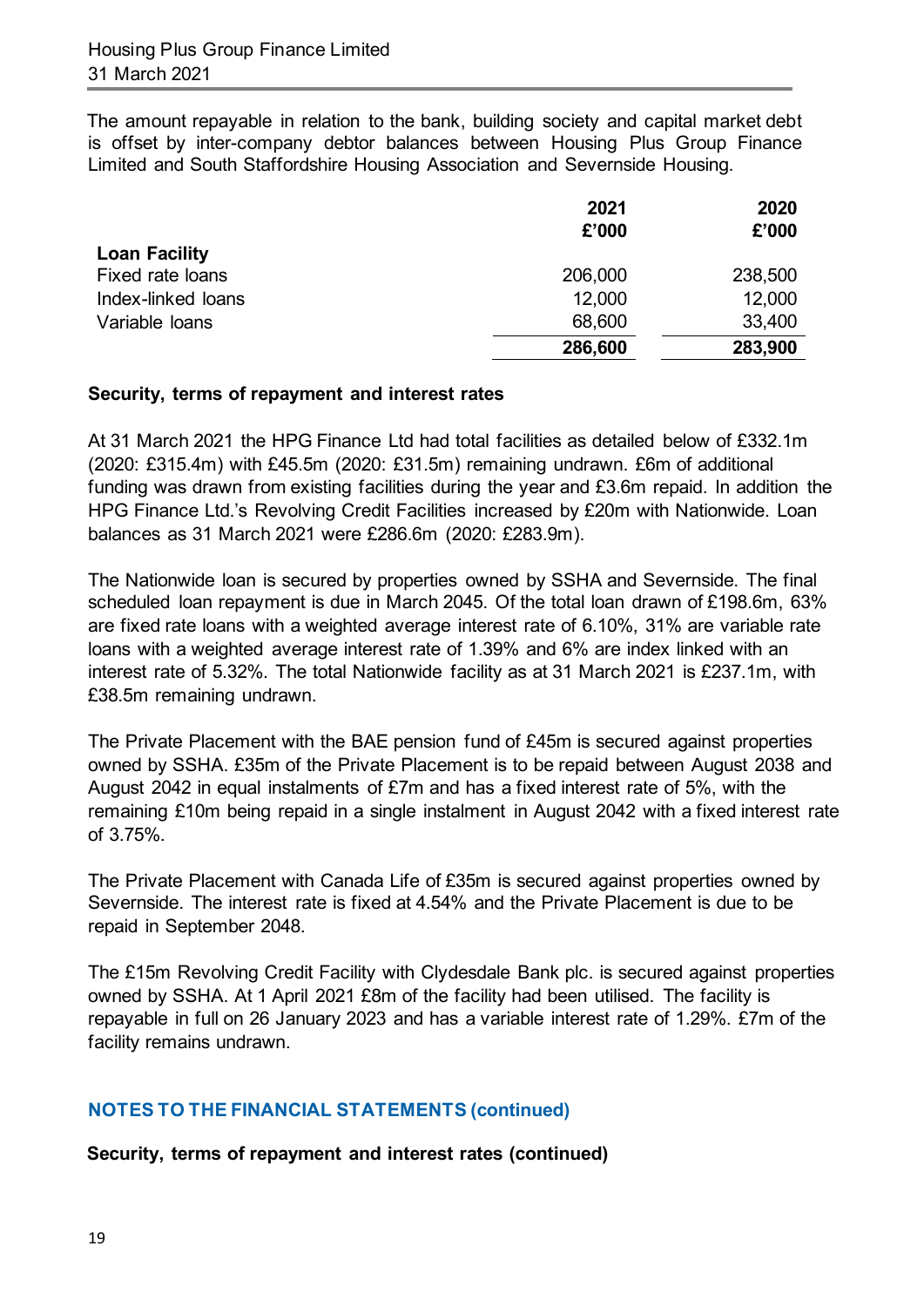The amount repayable in relation to the bank, building society and capital market debt is offset by inter-company debtor balances between Housing Plus Group Finance Limited and South Staffordshire Housing Association and Severnside Housing.

| | 2021 £'000 | 2020 £'000 |
|---|---|---|
| **Loan Facility** | | |
| Fixed rate loans | 206,000 | 238,500 |
| Index-linked loans | 12,000 | 12,000 |
| Variable loans | 68,600 | 33,400 |
| | **286,600** | **283,900** |

**Security, terms of repayment and interest rates**

At 31 March 2021 the HPG Finance Ltd had total facilities as detailed below of £332.1m (2020: £315.4m) with £45.5m (2020: £31.5m) remaining undrawn. £6m of additional funding was drawn from existing facilities during the year and £3.6m repaid. In addition the HPG Finance Ltd.'s Revolving Credit Facilities increased by £20m with Nationwide. Loan balances as 31 March 2021 were £286.6m (2020: £283.9m).

The Nationwide loan is secured by properties owned by SSHA and Severnside. The final scheduled loan repayment is due in March 2045. Of the total loan drawn of £198.6m, 63% are fixed rate loans with a weighted average interest rate of 6.10%, 31% are variable rate loans with a weighted average interest rate of 1.39% and 6% are index linked with an interest rate of 5.32%. The total Nationwide facility as at 31 March 2021 is £237.1m, with £38.5m remaining undrawn.

The Private Placement with the BAE pension fund of £45m is secured against properties owned by SSHA. £35m of the Private Placement is to be repaid between August 2038 and August 2042 in equal instalments of £7m and has a fixed interest rate of 5%, with the remaining £10m being repaid in a single instalment in August 2042 with a fixed interest rate of 3.75%.

The Private Placement with Canada Life of £35m is secured against properties owned by Severnside. The interest rate is fixed at 4.54% and the Private Placement is due to be repaid in September 2048.

The £15m Revolving Credit Facility with Clydesdale Bank plc. is secured against properties owned by SSHA. At 1 April 2021 £8m of the facility had been utilised. The facility is repayable in full on 26 January 2023 and has a variable interest rate of 1.29%. £7m of the facility remains undrawn.

## NOTES TO THE FINANCIAL STATEMENTS (continued)

**Security, terms of repayment and interest rates (continued)**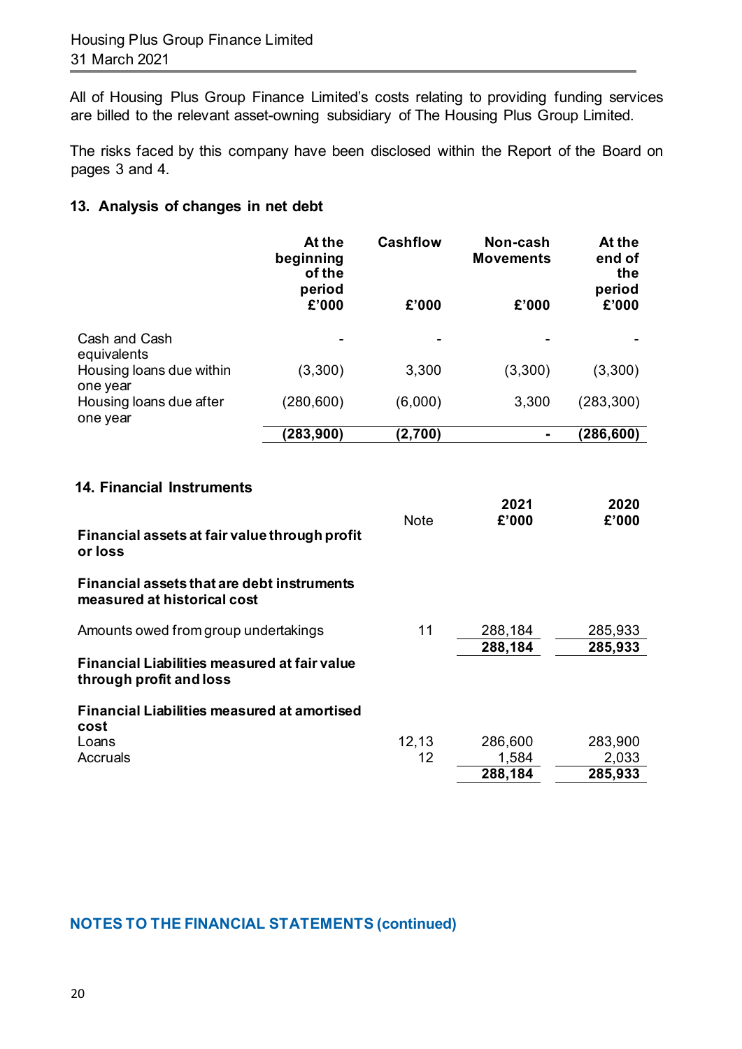All of Housing Plus Group Finance Limited's costs relating to providing funding services are billed to the relevant asset-owning subsidiary of The Housing Plus Group Limited.

The risks faced by this company have been disclosed within the Report of the Board on pages 3 and 4.

## 13. Analysis of changes in net debt

| | At the beginning of the period £'000 | Cashflow £'000 | Non-cash Movements £'000 | At the end of the period £'000 |
|---|---|---|---|---|
| Cash and Cash equivalents | - | - | - | - |
| Housing loans due within one year | (3,300) | 3,300 | (3,300) | (3,300) |
| Housing loans due after one year | (280,600) | (6,000) | 3,300 | (283,300) |
| | **(283,900)** | **(2,700)** | **-** | **(286,600)** |

## 14. Financial Instruments

| | Note | 2021 £'000 | 2020 £'000 |
|---|---|---|---|
| **Financial assets at fair value through profit or loss** | | | |
| **Financial assets that are debt instruments measured at historical cost** | | | |
| Amounts owed from group undertakings | 11 | 288,184 | 285,933 |
| | | **288,184** | **285,933** |
| **Financial Liabilities measured at fair value through profit and loss** | | | |
| **Financial Liabilities measured at amortised cost** | | | |
| Loans | 12,13 | 286,600 | 283,900 |
| Accruals | 12 | 1,584 | 2,033 |
| | | **288,184** | **285,933** |

**NOTES TO THE FINANCIAL STATEMENTS (continued)**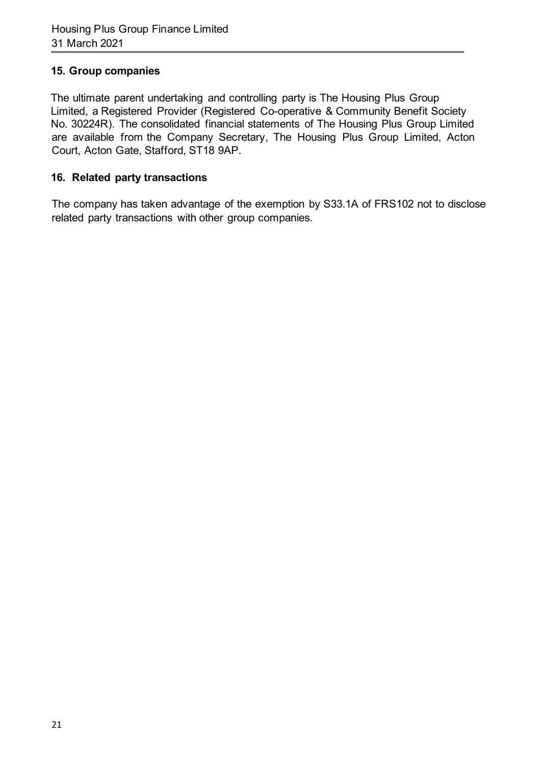## 15. Group companies

The ultimate parent undertaking and controlling party is The Housing Plus Group Limited, a Registered Provider (Registered Co-operative & Community Benefit Society No. 30224R). The consolidated financial statements of The Housing Plus Group Limited are available from the Company Secretary, The Housing Plus Group Limited, Acton Court, Acton Gate, Stafford, ST18 9AP.

## 16. Related party transactions

The company has taken advantage of the exemption by S33.1A of FRS102 not to disclose related party transactions with other group companies.